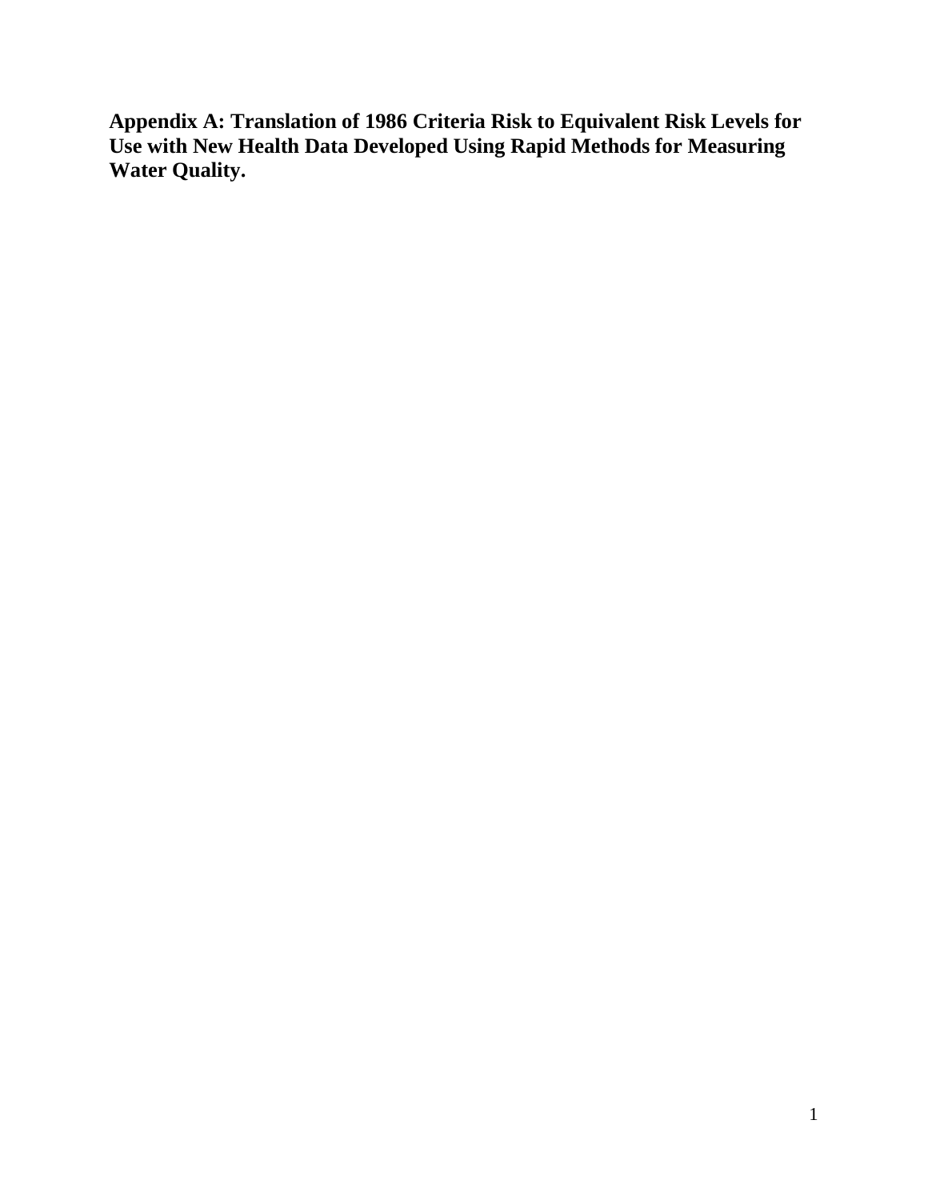# Appendix A: Translation of 1986 Criteria Risk to Equivalent Risk Levels for Use with New Health Data Developed Using Rapid Methods for Measuring Water Quality.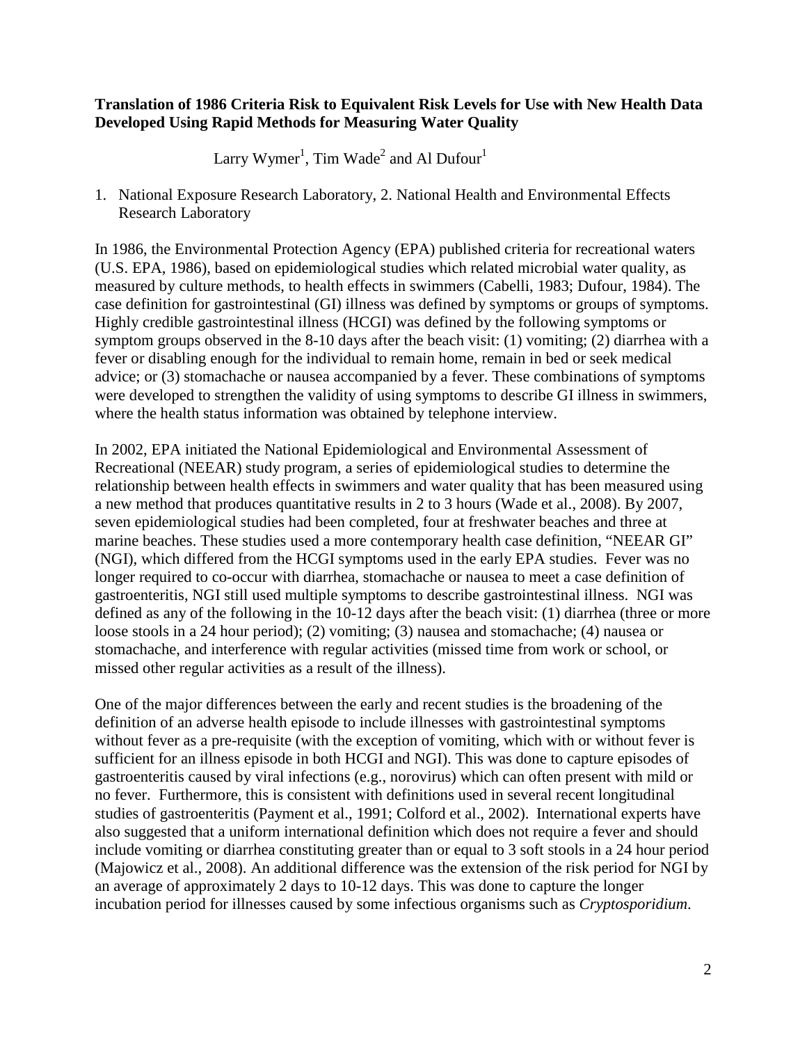**Translation of 1986 Criteria Risk to Equivalent Risk Levels for Use with New Health Data Developed Using Rapid Methods for Measuring Water Quality**

Larry Wymer[1], Tim Wade[2] and Al Dufour[1]

1. National Exposure Research Laboratory, 2. National Health and Environmental Effects Research Laboratory

In 1986, the Environmental Protection Agency (EPA) published criteria for recreational waters (U.S. EPA, 1986), based on epidemiological studies which related microbial water quality, as measured by culture methods, to health effects in swimmers (Cabelli, 1983; Dufour, 1984). The case definition for gastrointestinal (GI) illness was defined by symptoms or groups of symptoms. Highly credible gastrointestinal illness (HCGI) was defined by the following symptoms or symptom groups observed in the 8-10 days after the beach visit: (1) vomiting; (2) diarrhea with a fever or disabling enough for the individual to remain home, remain in bed or seek medical advice; or (3) stomachache or nausea accompanied by a fever. These combinations of symptoms were developed to strengthen the validity of using symptoms to describe GI illness in swimmers, where the health status information was obtained by telephone interview.

In 2002, EPA initiated the National Epidemiological and Environmental Assessment of Recreational (NEEAR) study program, a series of epidemiological studies to determine the relationship between health effects in swimmers and water quality that has been measured using a new method that produces quantitative results in 2 to 3 hours (Wade et al., 2008). By 2007, seven epidemiological studies had been completed, four at freshwater beaches and three at marine beaches. These studies used a more contemporary health case definition, "NEEAR GI" (NGI), which differed from the HCGI symptoms used in the early EPA studies. Fever was no longer required to co-occur with diarrhea, stomachache or nausea to meet a case definition of gastroenteritis, NGI still used multiple symptoms to describe gastrointestinal illness. NGI was defined as any of the following in the 10-12 days after the beach visit: (1) diarrhea (three or more loose stools in a 24 hour period); (2) vomiting; (3) nausea and stomachache; (4) nausea or stomachache, and interference with regular activities (missed time from work or school, or missed other regular activities as a result of the illness).

One of the major differences between the early and recent studies is the broadening of the definition of an adverse health episode to include illnesses with gastrointestinal symptoms without fever as a pre-requisite (with the exception of vomiting, which with or without fever is sufficient for an illness episode in both HCGI and NGI). This was done to capture episodes of gastroenteritis caused by viral infections (e.g., norovirus) which can often present with mild or no fever. Furthermore, this is consistent with definitions used in several recent longitudinal studies of gastroenteritis (Payment et al., 1991; Colford et al., 2002). International experts have also suggested that a uniform international definition which does not require a fever and should include vomiting or diarrhea constituting greater than or equal to 3 soft stools in a 24 hour period (Majowicz et al., 2008). An additional difference was the extension of the risk period for NGI by an average of approximately 2 days to 10-12 days. This was done to capture the longer incubation period for illnesses caused by some infectious organisms such as *Cryptosporidium*.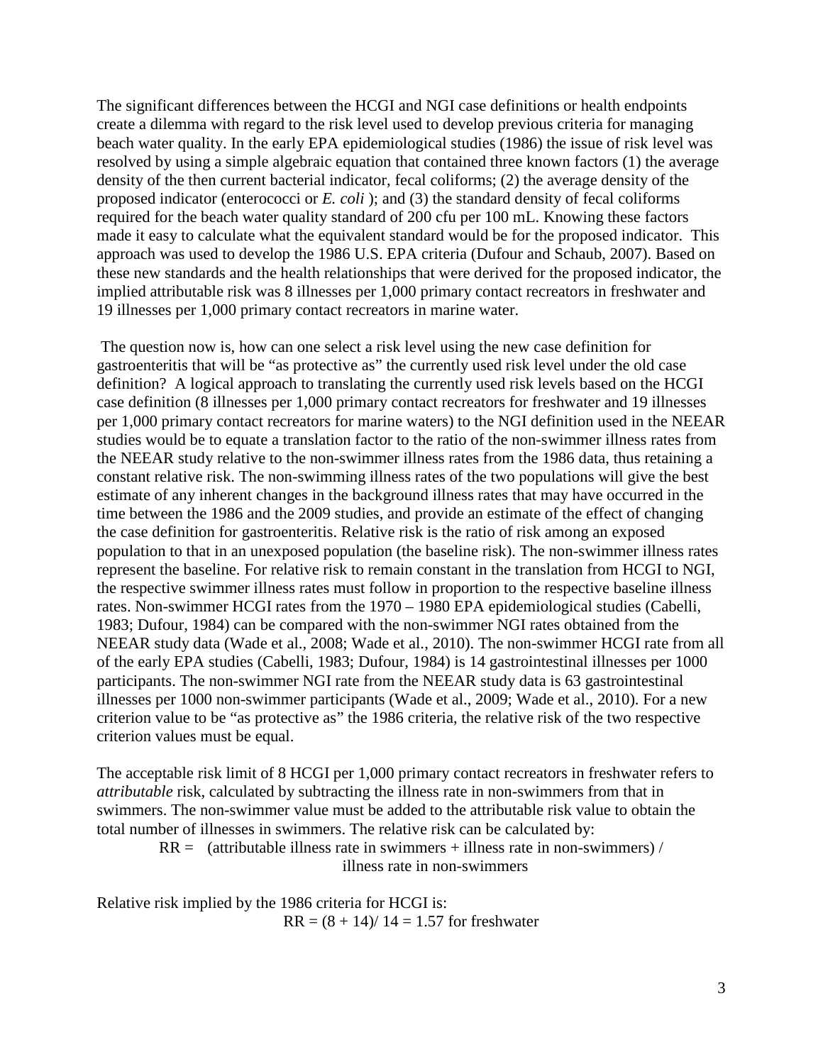The significant differences between the HCGI and NGI case definitions or health endpoints create a dilemma with regard to the risk level used to develop previous criteria for managing beach water quality. In the early EPA epidemiological studies (1986) the issue of risk level was resolved by using a simple algebraic equation that contained three known factors (1) the average density of the then current bacterial indicator, fecal coliforms; (2) the average density of the proposed indicator (enterococci or *E. coli* ); and (3) the standard density of fecal coliforms required for the beach water quality standard of 200 cfu per 100 mL. Knowing these factors made it easy to calculate what the equivalent standard would be for the proposed indicator. This approach was used to develop the 1986 U.S. EPA criteria (Dufour and Schaub, 2007). Based on these new standards and the health relationships that were derived for the proposed indicator, the implied attributable risk was 8 illnesses per 1,000 primary contact recreators in freshwater and 19 illnesses per 1,000 primary contact recreators in marine water.

The question now is, how can one select a risk level using the new case definition for gastroenteritis that will be "as protective as" the currently used risk level under the old case definition? A logical approach to translating the currently used risk levels based on the HCGI case definition (8 illnesses per 1,000 primary contact recreators for freshwater and 19 illnesses per 1,000 primary contact recreators for marine waters) to the NGI definition used in the NEEAR studies would be to equate a translation factor to the ratio of the non-swimmer illness rates from the NEEAR study relative to the non-swimmer illness rates from the 1986 data, thus retaining a constant relative risk. The non-swimming illness rates of the two populations will give the best estimate of any inherent changes in the background illness rates that may have occurred in the time between the 1986 and the 2009 studies, and provide an estimate of the effect of changing the case definition for gastroenteritis. Relative risk is the ratio of risk among an exposed population to that in an unexposed population (the baseline risk). The non-swimmer illness rates represent the baseline. For relative risk to remain constant in the translation from HCGI to NGI, the respective swimmer illness rates must follow in proportion to the respective baseline illness rates. Non-swimmer HCGI rates from the 1970 – 1980 EPA epidemiological studies (Cabelli, 1983; Dufour, 1984) can be compared with the non-swimmer NGI rates obtained from the NEEAR study data (Wade et al., 2008; Wade et al., 2010). The non-swimmer HCGI rate from all of the early EPA studies (Cabelli, 1983; Dufour, 1984) is 14 gastrointestinal illnesses per 1000 participants. The non-swimmer NGI rate from the NEEAR study data is 63 gastrointestinal illnesses per 1000 non-swimmer participants (Wade et al., 2009; Wade et al., 2010). For a new criterion value to be "as protective as" the 1986 criteria, the relative risk of the two respective criterion values must be equal.

The acceptable risk limit of 8 HCGI per 1,000 primary contact recreators in freshwater refers to *attributable* risk, calculated by subtracting the illness rate in non-swimmers from that in swimmers. The non-swimmer value must be added to the attributable risk value to obtain the total number of illnesses in swimmers. The relative risk can be calculated by:

$$RR = \text{(attributable illness rate in swimmers + illness rate in non-swimmers) / illness rate in non-swimmers}$$

Relative risk implied by the 1986 criteria for HCGI is:

$$RR = (8 + 14)/\ 14 = 1.57 \text{ for freshwater}$$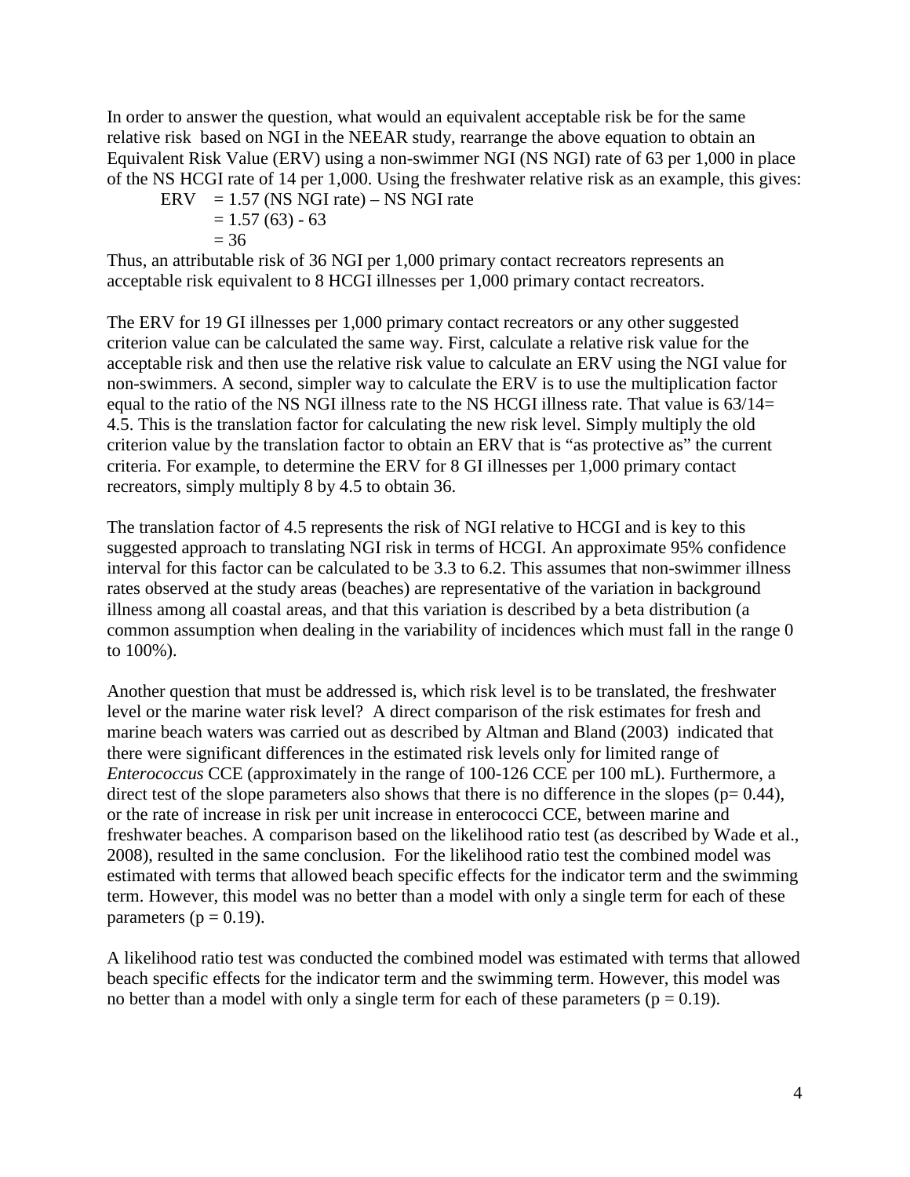In order to answer the question, what would an equivalent acceptable risk be for the same relative risk based on NGI in the NEEAR study, rearrange the above equation to obtain an Equivalent Risk Value (ERV) using a non-swimmer NGI (NS NGI) rate of 63 per 1,000 in place of the NS HCGI rate of 14 per 1,000. Using the freshwater relative risk as an example, this gives:

$$
\begin{aligned}
\text{ERV} &= 1.57\,(\text{NS NGI rate}) - \text{NS NGI rate} \\
&= 1.57\,(63) - 63 \\
&= 36
\end{aligned}
$$

Thus, an attributable risk of 36 NGI per 1,000 primary contact recreators represents an acceptable risk equivalent to 8 HCGI illnesses per 1,000 primary contact recreators.

The ERV for 19 GI illnesses per 1,000 primary contact recreators or any other suggested criterion value can be calculated the same way. First, calculate a relative risk value for the acceptable risk and then use the relative risk value to calculate an ERV using the NGI value for non-swimmers. A second, simpler way to calculate the ERV is to use the multiplication factor equal to the ratio of the NS NGI illness rate to the NS HCGI illness rate. That value is 63/14= 4.5. This is the translation factor for calculating the new risk level. Simply multiply the old criterion value by the translation factor to obtain an ERV that is "as protective as" the current criteria. For example, to determine the ERV for 8 GI illnesses per 1,000 primary contact recreators, simply multiply 8 by 4.5 to obtain 36.

The translation factor of 4.5 represents the risk of NGI relative to HCGI and is key to this suggested approach to translating NGI risk in terms of HCGI. An approximate 95% confidence interval for this factor can be calculated to be 3.3 to 6.2. This assumes that non-swimmer illness rates observed at the study areas (beaches) are representative of the variation in background illness among all coastal areas, and that this variation is described by a beta distribution (a common assumption when dealing in the variability of incidences which must fall in the range 0 to 100%).

Another question that must be addressed is, which risk level is to be translated, the freshwater level or the marine water risk level? A direct comparison of the risk estimates for fresh and marine beach waters was carried out as described by Altman and Bland (2003) indicated that there were significant differences in the estimated risk levels only for limited range of *Enterococcus* CCE (approximately in the range of 100-126 CCE per 100 mL). Furthermore, a direct test of the slope parameters also shows that there is no difference in the slopes ($p = 0.44$), or the rate of increase in risk per unit increase in enterococci CCE, between marine and freshwater beaches. A comparison based on the likelihood ratio test (as described by Wade et al., 2008), resulted in the same conclusion. For the likelihood ratio test the combined model was estimated with terms that allowed beach specific effects for the indicator term and the swimming term. However, this model was no better than a model with only a single term for each of these parameters ($p = 0.19$).

A likelihood ratio test was conducted the combined model was estimated with terms that allowed beach specific effects for the indicator term and the swimming term. However, this model was no better than a model with only a single term for each of these parameters ($p = 0.19$).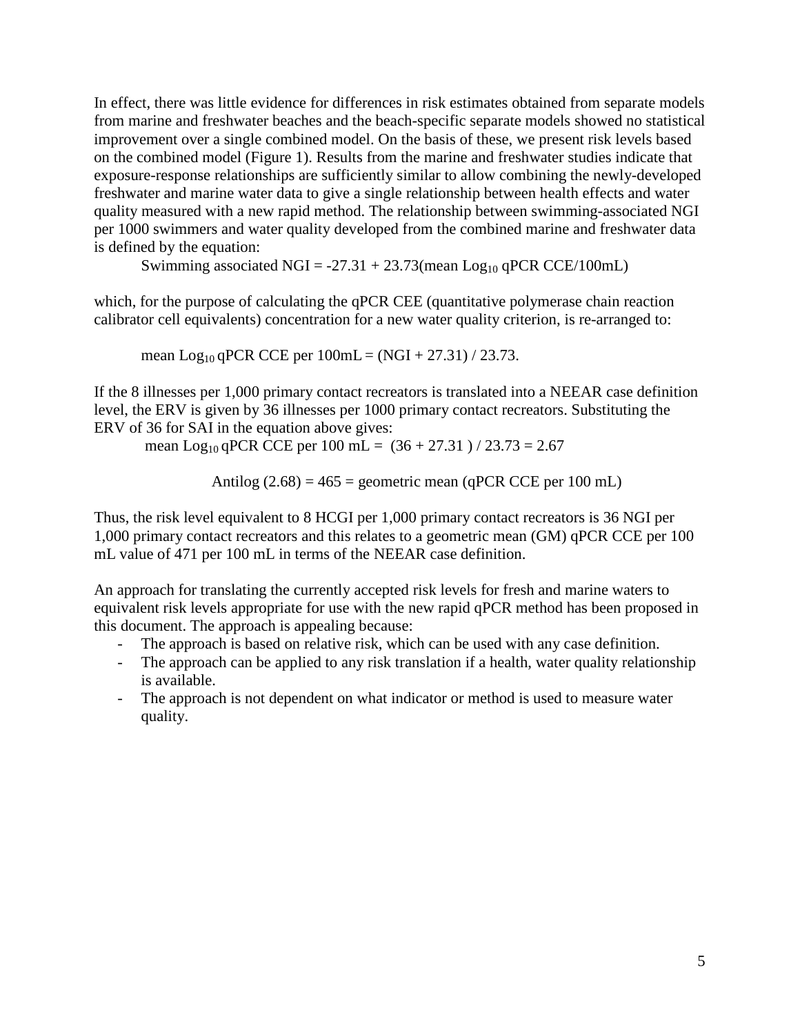In effect, there was little evidence for differences in risk estimates obtained from separate models from marine and freshwater beaches and the beach-specific separate models showed no statistical improvement over a single combined model. On the basis of these, we present risk levels based on the combined model (Figure 1). Results from the marine and freshwater studies indicate that exposure-response relationships are sufficiently similar to allow combining the newly-developed freshwater and marine water data to give a single relationship between health effects and water quality measured with a new rapid method. The relationship between swimming-associated NGI per 1000 swimmers and water quality developed from the combined marine and freshwater data is defined by the equation:

$$\text{Swimming associated NGI} = -27.31 + 23.73(\text{mean } \text{Log}_{10} \text{ qPCR CCE/100mL})$$

which, for the purpose of calculating the qPCR CEE (quantitative polymerase chain reaction calibrator cell equivalents) concentration for a new water quality criterion, is re-arranged to:

$$\text{mean Log}_{10} \text{ qPCR CCE per 100mL} = (\text{NGI} + 27.31) / 23.73.$$

If the 8 illnesses per 1,000 primary contact recreators is translated into a NEEAR case definition level, the ERV is given by 36 illnesses per 1000 primary contact recreators. Substituting the ERV of 36 for SAI in the equation above gives:

$$\text{mean Log}_{10} \text{ qPCR CCE per 100 mL} = (36 + 27.31) / 23.73 = 2.67$$

$$\text{Antilog } (2.68) = 465 = \text{geometric mean (qPCR CCE per 100 mL)}$$

Thus, the risk level equivalent to 8 HCGI per 1,000 primary contact recreators is 36 NGI per 1,000 primary contact recreators and this relates to a geometric mean (GM) qPCR CCE per 100 mL value of 471 per 100 mL in terms of the NEEAR case definition.

An approach for translating the currently accepted risk levels for fresh and marine waters to equivalent risk levels appropriate for use with the new rapid qPCR method has been proposed in this document. The approach is appealing because:

- The approach is based on relative risk, which can be used with any case definition.
- The approach can be applied to any risk translation if a health, water quality relationship is available.
- The approach is not dependent on what indicator or method is used to measure water quality.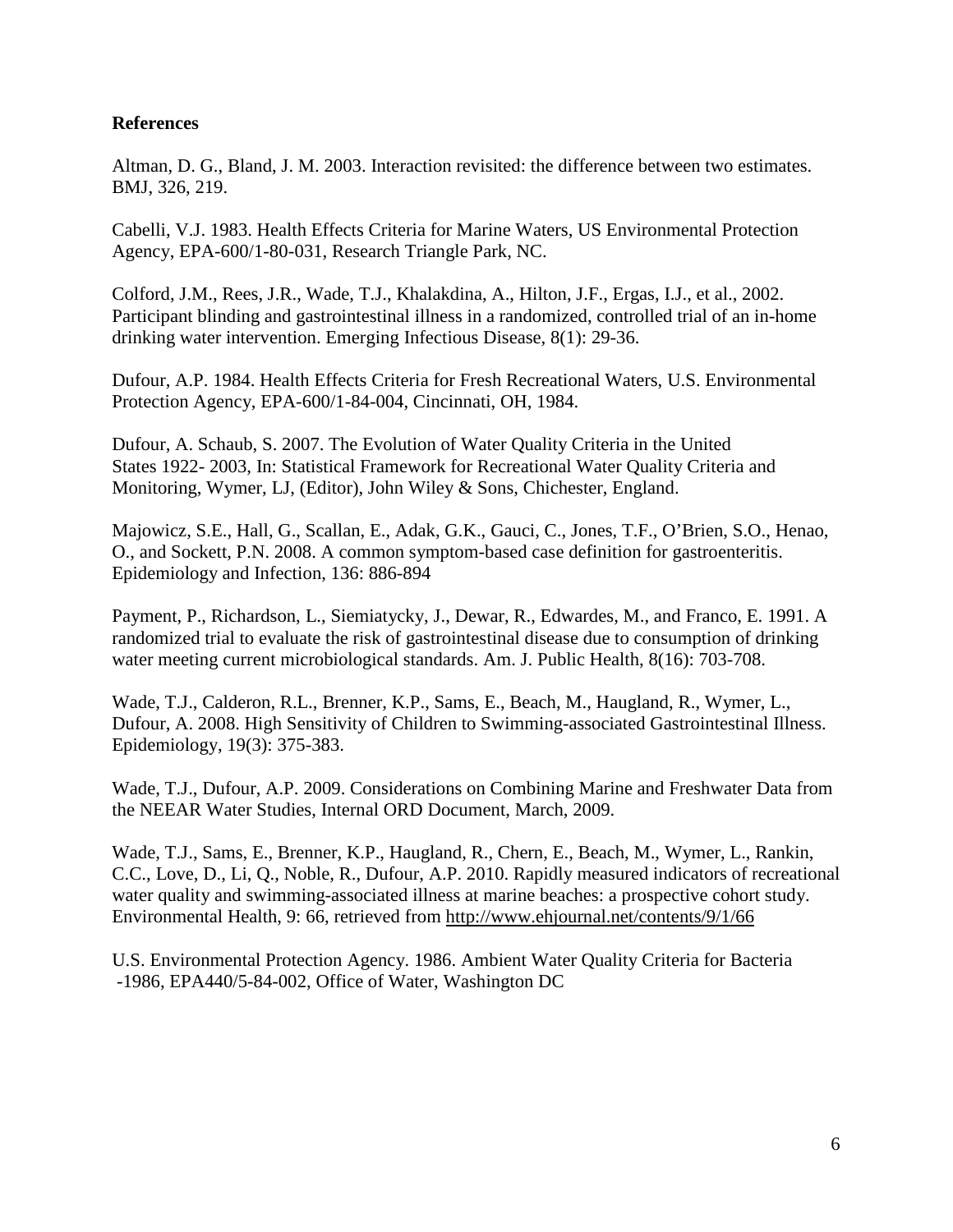**References**

Altman, D. G., Bland, J. M. 2003. Interaction revisited: the difference between two estimates. BMJ, 326, 219.

Cabelli, V.J. 1983. Health Effects Criteria for Marine Waters, US Environmental Protection Agency, EPA-600/1-80-031, Research Triangle Park, NC.

Colford, J.M., Rees, J.R., Wade, T.J., Khalakdina, A., Hilton, J.F., Ergas, I.J., et al., 2002. Participant blinding and gastrointestinal illness in a randomized, controlled trial of an in-home drinking water intervention. Emerging Infectious Disease, 8(1): 29-36.

Dufour, A.P. 1984. Health Effects Criteria for Fresh Recreational Waters, U.S. Environmental Protection Agency, EPA-600/1-84-004, Cincinnati, OH, 1984.

Dufour, A. Schaub, S. 2007. The Evolution of Water Quality Criteria in the United States 1922- 2003, In: Statistical Framework for Recreational Water Quality Criteria and Monitoring, Wymer, LJ, (Editor), John Wiley & Sons, Chichester, England.

Majowicz, S.E., Hall, G., Scallan, E., Adak, G.K., Gauci, C., Jones, T.F., O'Brien, S.O., Henao, O., and Sockett, P.N. 2008. A common symptom-based case definition for gastroenteritis. Epidemiology and Infection, 136: 886-894

Payment, P., Richardson, L., Siemiatycky, J., Dewar, R., Edwardes, M., and Franco, E. 1991. A randomized trial to evaluate the risk of gastrointestinal disease due to consumption of drinking water meeting current microbiological standards. Am. J. Public Health, 8(16): 703-708.

Wade, T.J., Calderon, R.L., Brenner, K.P., Sams, E., Beach, M., Haugland, R., Wymer, L., Dufour, A. 2008. High Sensitivity of Children to Swimming-associated Gastrointestinal Illness. Epidemiology, 19(3): 375-383.

Wade, T.J., Dufour, A.P. 2009. Considerations on Combining Marine and Freshwater Data from the NEEAR Water Studies, Internal ORD Document, March, 2009.

Wade, T.J., Sams, E., Brenner, K.P., Haugland, R., Chern, E., Beach, M., Wymer, L., Rankin, C.C., Love, D., Li, Q., Noble, R., Dufour, A.P. 2010. Rapidly measured indicators of recreational water quality and swimming-associated illness at marine beaches: a prospective cohort study. Environmental Health, 9: 66, retrieved from http://www.ehjournal.net/contents/9/1/66

U.S. Environmental Protection Agency. 1986. Ambient Water Quality Criteria for Bacteria -1986, EPA440/5-84-002, Office of Water, Washington DC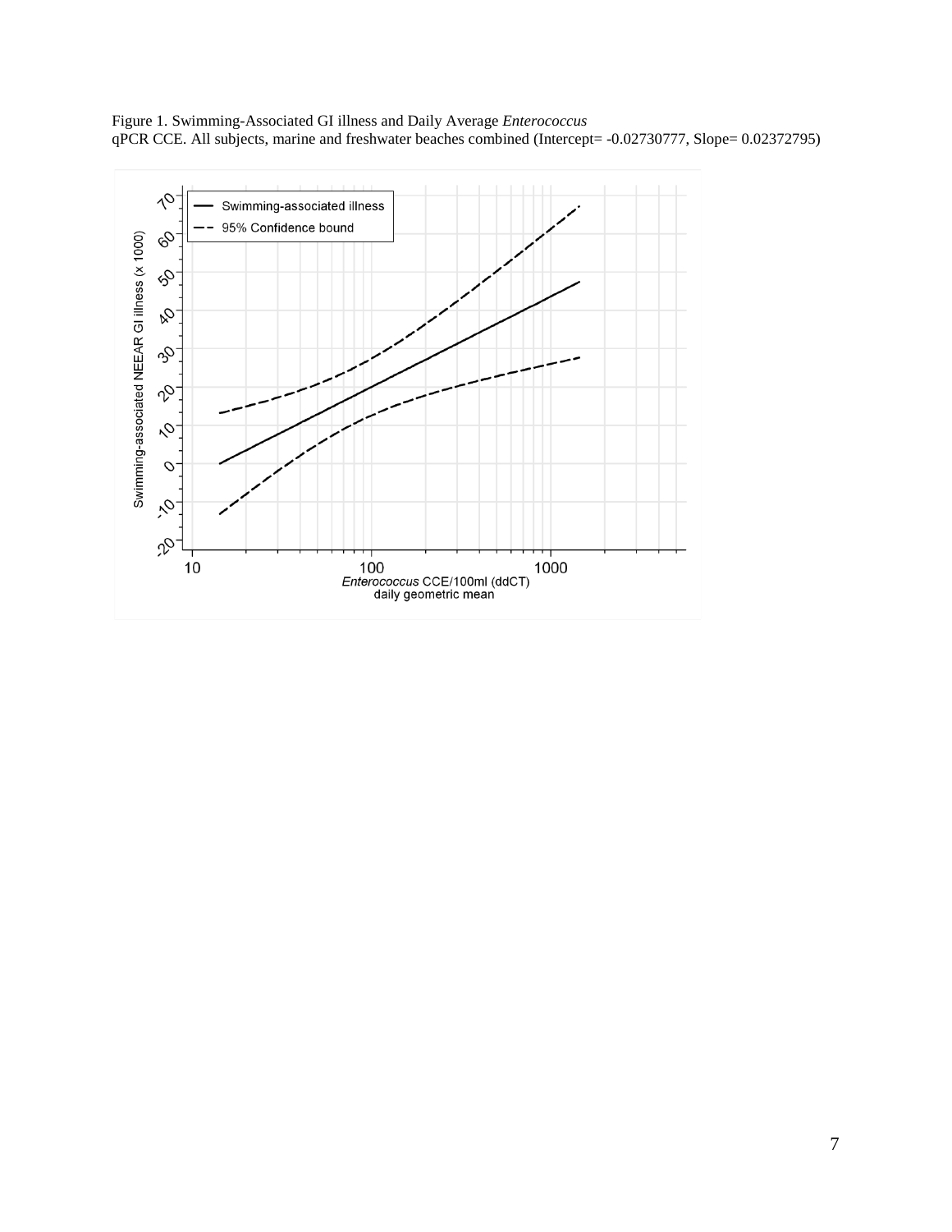Figure 1. Swimming-Associated GI illness and Daily Average *Enterococcus* qPCR CCE. All subjects, marine and freshwater beaches combined (Intercept= -0.02730777, Slope= 0.02372795)

Swimming-associated illness
95% Confidence bound

Swimming-associated NEEAR GI illness (x 1000)

70
60
50
40
30
20
10
0
-10
-20

10
100
1000

*Enterococcus* CCE/100ml (ddCT)
daily geometric mean